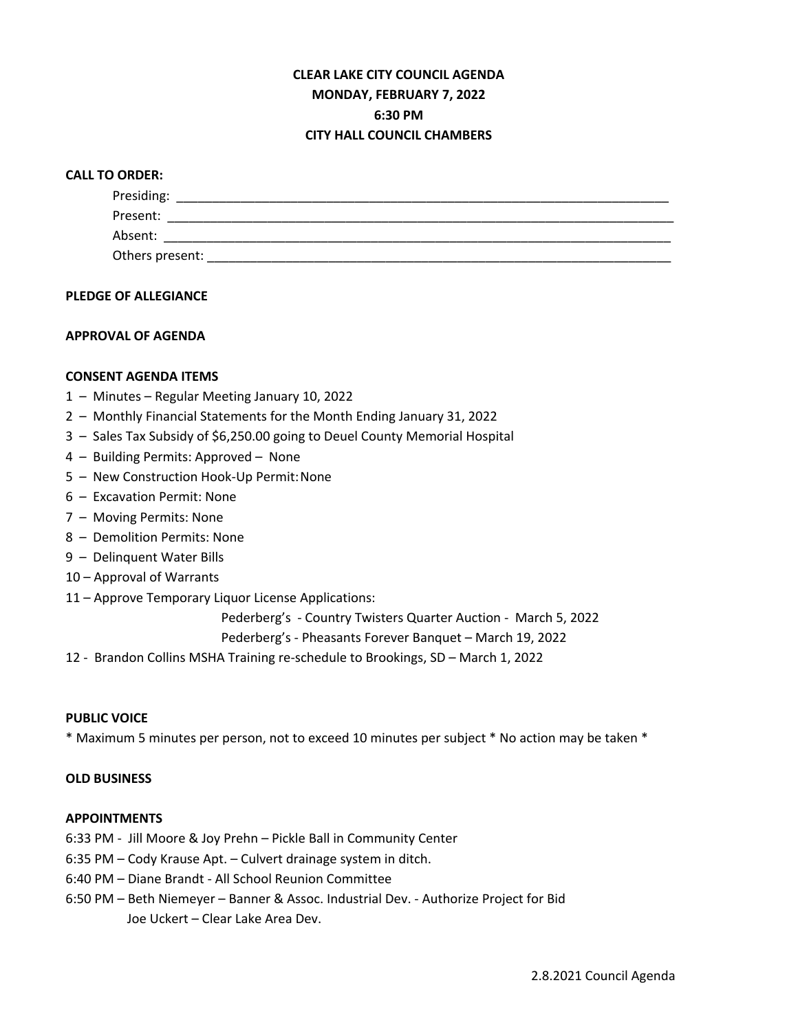**CLEAR LAKE CITY COUNCIL AGENDA**
**MONDAY, FEBRUARY 7, 2022**
**6:30 PM**
**CITY HALL COUNCIL CHAMBERS**

**CALL TO ORDER:**

Presiding: ______________________________________________________________________
Present: ________________________________________________________________________
Absent: ________________________________________________________________________
Others present: ___________________________________________________________________

**PLEDGE OF ALLEGIANCE**

**APPROVAL OF AGENDA**

**CONSENT AGENDA ITEMS**

1 – Minutes – Regular Meeting January 10, 2022
2 – Monthly Financial Statements for the Month Ending January 31, 2022
3 – Sales Tax Subsidy of $6,250.00 going to Deuel County Memorial Hospital
4 – Building Permits: Approved – None
5 – New Construction Hook-Up Permit: None
6 – Excavation Permit: None
7 – Moving Permits: None
8 – Demolition Permits: None
9 – Delinquent Water Bills
10 – Approval of Warrants
11 – Approve Temporary Liquor License Applications:
Pederberg's - Country Twisters Quarter Auction - March 5, 2022
Pederberg's - Pheasants Forever Banquet – March 19, 2022
12 - Brandon Collins MSHA Training re-schedule to Brookings, SD – March 1, 2022

**PUBLIC VOICE**

* Maximum 5 minutes per person, not to exceed 10 minutes per subject * No action may be taken *

**OLD BUSINESS**

**APPOINTMENTS**

6:33 PM - Jill Moore & Joy Prehn – Pickle Ball in Community Center
6:35 PM – Cody Krause Apt. – Culvert drainage system in ditch.
6:40 PM – Diane Brandt - All School Reunion Committee
6:50 PM – Beth Niemeyer – Banner & Assoc. Industrial Dev. - Authorize Project for Bid
Joe Uckert – Clear Lake Area Dev.

2.8.2021 Council Agenda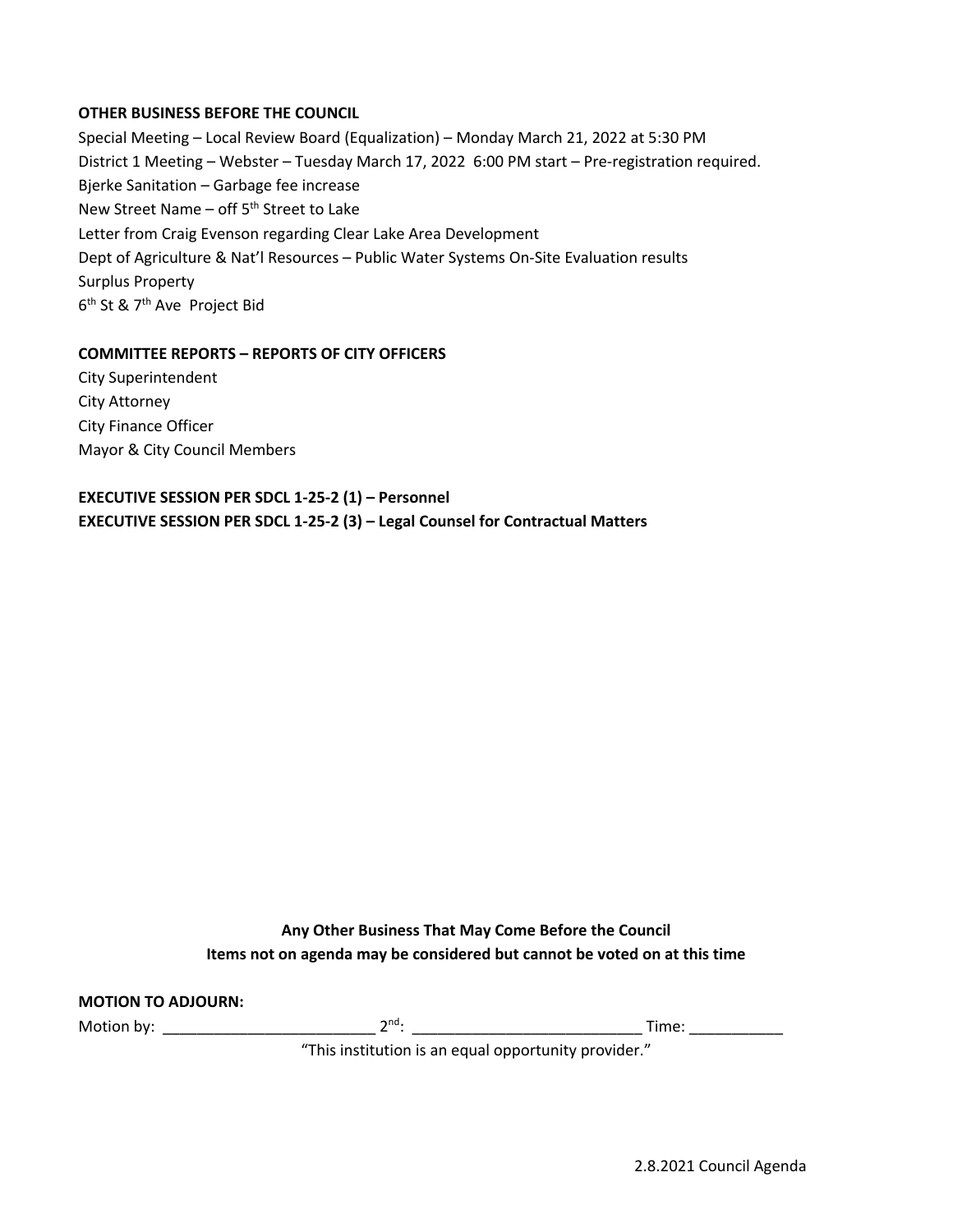**OTHER BUSINESS BEFORE THE COUNCIL**

Special Meeting – Local Review Board (Equalization) – Monday March 21, 2022 at 5:30 PM
District 1 Meeting – Webster – Tuesday March 17, 2022 6:00 PM start – Pre-registration required.
Bjerke Sanitation – Garbage fee increase
New Street Name – off 5th Street to Lake
Letter from Craig Evenson regarding Clear Lake Area Development
Dept of Agriculture & Nat'l Resources – Public Water Systems On-Site Evaluation results
Surplus Property
6th St & 7th Ave Project Bid

**COMMITTEE REPORTS – REPORTS OF CITY OFFICERS**

City Superintendent
City Attorney
City Finance Officer
Mayor & City Council Members

**EXECUTIVE SESSION PER SDCL 1-25-2 (1) – Personnel**
**EXECUTIVE SESSION PER SDCL 1-25-2 (3) – Legal Counsel for Contractual Matters**

**Any Other Business That May Come Before the Council**
**Items not on agenda may be considered but cannot be voted on at this time**

**MOTION TO ADJOURN:**

Motion by: ________________________ 2nd: __________________________ Time: ___________

"This institution is an equal opportunity provider."

2.8.2021 Council Agenda